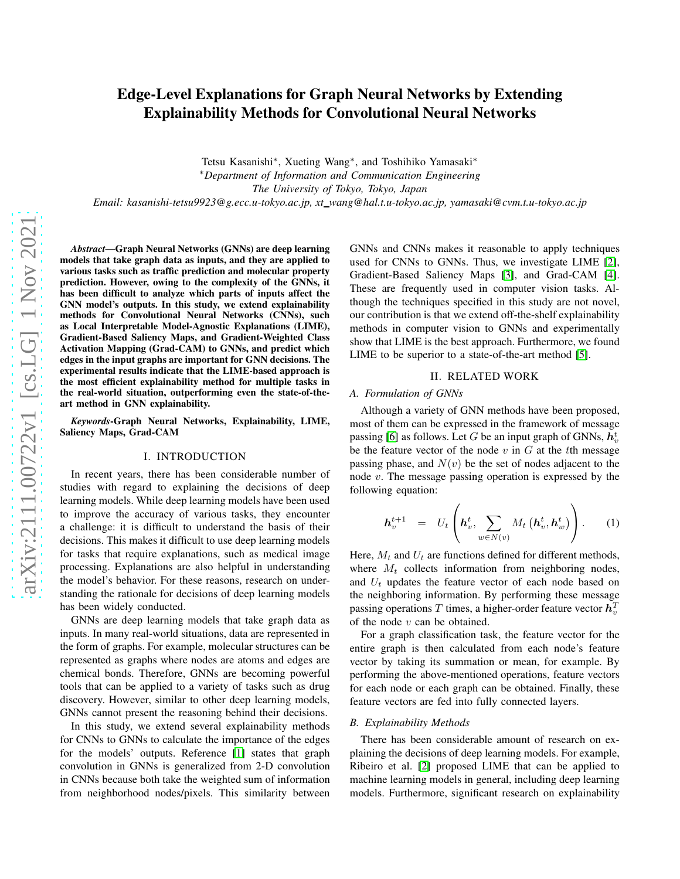# Edge-Level Explanations for Graph Neural Networks by Extending Explainability Methods for Convolutional Neural Networks

Tetsu Kasanishi*, Xueting Wang*, and Toshihiko Yamasaki*

*Department of Information and Communication Engineering
The University of Tokyo, Tokyo, Japan
Email: kasanishi-tetsu9923@g.ecc.u-tokyo.ac.jp, xt_wang@hal.t.u-tokyo.ac.jp, yamasaki@cvm.t.u-tokyo.ac.jp

***Abstract*—Graph Neural Networks (GNNs) are deep learning models that take graph data as inputs, and they are applied to various tasks such as traffic prediction and molecular property prediction. However, owing to the complexity of the GNNs, it has been difficult to analyze which parts of inputs affect the GNN model's outputs. In this study, we extend explainability methods for Convolutional Neural Networks (CNNs), such as Local Interpretable Model-Agnostic Explanations (LIME), Gradient-Based Saliency Maps, and Gradient-Weighted Class Activation Mapping (Grad-CAM) to GNNs, and predict which edges in the input graphs are important for GNN decisions. The experimental results indicate that the LIME-based approach is the most efficient explainability method for multiple tasks in the real-world situation, outperforming even the state-of-the-art method in GNN explainability.**

***Keywords*-Graph Neural Networks, Explainability, LIME, Saliency Maps, Grad-CAM**

## I. INTRODUCTION

In recent years, there has been considerable number of studies with regard to explaining the decisions of deep learning models. While deep learning models have been used to improve the accuracy of various tasks, they encounter a challenge: it is difficult to understand the basis of their decisions. This makes it difficult to use deep learning models for tasks that require explanations, such as medical image processing. Explanations are also helpful in understanding the model's behavior. For these reasons, research on understanding the rationale for decisions of deep learning models has been widely conducted.

GNNs are deep learning models that take graph data as inputs. In many real-world situations, data are represented in the form of graphs. For example, molecular structures can be represented as graphs where nodes are atoms and edges are chemical bonds. Therefore, GNNs are becoming powerful tools that can be applied to a variety of tasks such as drug discovery. However, similar to other deep learning models, GNNs cannot present the reasoning behind their decisions.

In this study, we extend several explainability methods for CNNs to GNNs to calculate the importance of the edges for the models' outputs. Reference [1] states that graph convolution in GNNs is generalized from 2-D convolution in CNNs because both take the weighted sum of information from neighborhood nodes/pixels. This similarity between GNNs and CNNs makes it reasonable to apply techniques used for CNNs to GNNs. Thus, we investigate LIME [2], Gradient-Based Saliency Maps [3], and Grad-CAM [4]. These are frequently used in computer vision tasks. Although the techniques specified in this study are not novel, our contribution is that we extend off-the-shelf explainability methods in computer vision to GNNs and experimentally show that LIME is the best approach. Furthermore, we found LIME to be superior to a state-of-the-art method [5].

## II. RELATED WORK

### A. Formulation of GNNs

Although a variety of GNN methods have been proposed, most of them can be expressed in the framework of message passing [6] as follows. Let $G$ be an input graph of GNNs, $\boldsymbol{h}_v^t$ be the feature vector of the node $v$ in $G$ at the $t$th message passing phase, and $N(v)$ be the set of nodes adjacent to the node $v$. The message passing operation is expressed by the following equation:

$$\boldsymbol{h}_v^{t+1} = U_t\left(\boldsymbol{h}_v^t, \sum_{w \in N(v)} M_t\left(\boldsymbol{h}_v^t, \boldsymbol{h}_w^t\right)\right). \quad (1)$$

Here, $M_t$ and $U_t$ are functions defined for different methods, where $M_t$ collects information from neighboring nodes, and $U_t$ updates the feature vector of each node based on the neighboring information. By performing these message passing operations $T$ times, a higher-order feature vector $\boldsymbol{h}_v^T$ of the node $v$ can be obtained.

For a graph classification task, the feature vector for the entire graph is then calculated from each node's feature vector by taking its summation or mean, for example. By performing the above-mentioned operations, feature vectors for each node or each graph can be obtained. Finally, these feature vectors are fed into fully connected layers.

### B. Explainability Methods

There has been considerable amount of research on explaining the decisions of deep learning models. For example, Ribeiro et al. [2] proposed LIME that can be applied to machine learning models in general, including deep learning models. Furthermore, significant research on explainability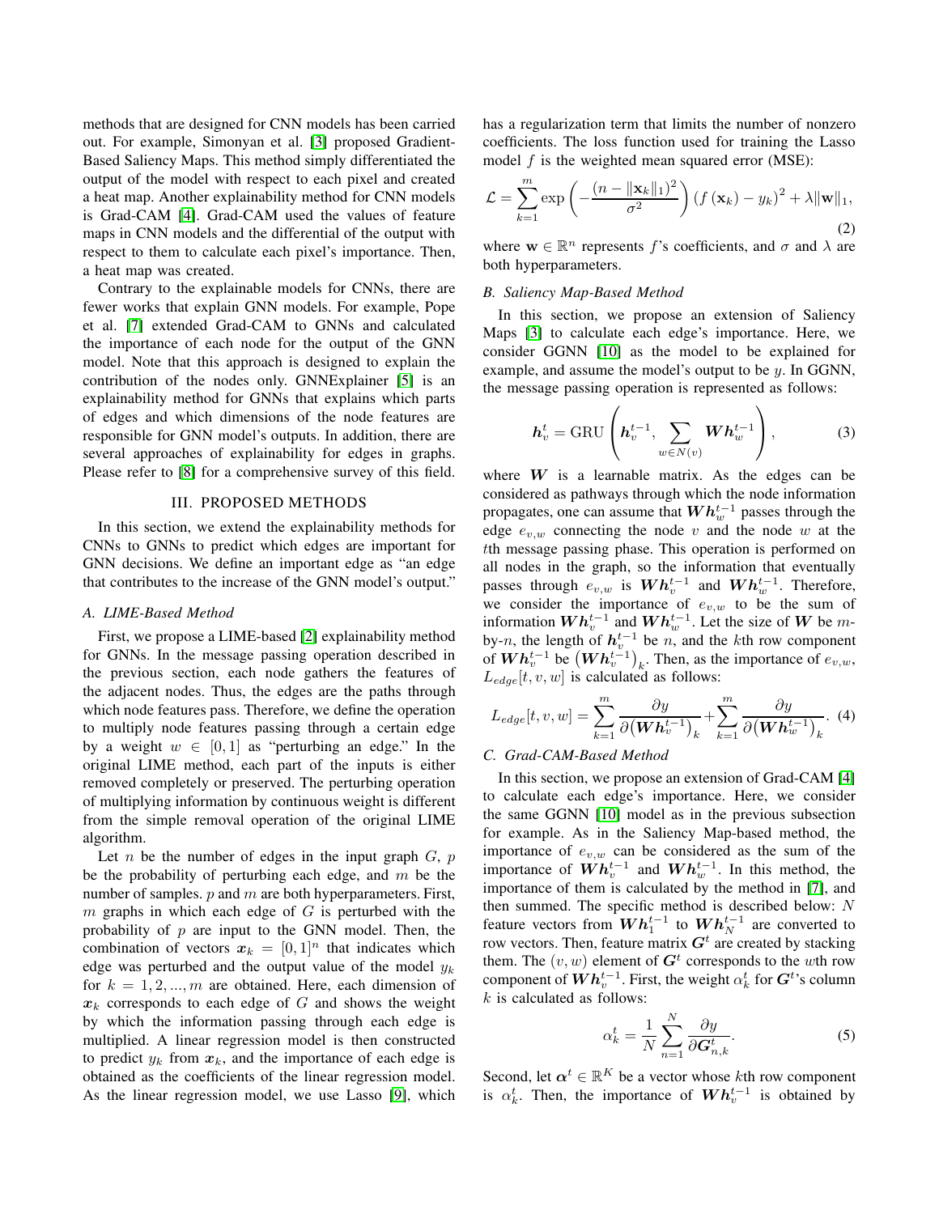methods that are designed for CNN models has been carried out. For example, Simonyan et al. [3] proposed Gradient-Based Saliency Maps. This method simply differentiated the output of the model with respect to each pixel and created a heat map. Another explainability method for CNN models is Grad-CAM [4]. Grad-CAM used the values of feature maps in CNN models and the differential of the output with respect to them to calculate each pixel's importance. Then, a heat map was created.

Contrary to the explainable models for CNNs, there are fewer works that explain GNN models. For example, Pope et al. [7] extended Grad-CAM to GNNs and calculated the importance of each node for the output of the GNN model. Note that this approach is designed to explain the contribution of the nodes only. GNNExplainer [5] is an explainability method for GNNs that explains which parts of edges and which dimensions of the node features are responsible for GNN model's outputs. In addition, there are several approaches of explainability for edges in graphs. Please refer to [8] for a comprehensive survey of this field.

## III. PROPOSED METHODS

In this section, we extend the explainability methods for CNNs to GNNs to predict which edges are important for GNN decisions. We define an important edge as "an edge that contributes to the increase of the GNN model's output."

### A. LIME-Based Method

First, we propose a LIME-based [2] explainability method for GNNs. In the message passing operation described in the previous section, each node gathers the features of the adjacent nodes. Thus, the edges are the paths through which node features pass. Therefore, we define the operation to multiply node features passing through a certain edge by a weight $w \in [0, 1]$ as "perturbing an edge." In the original LIME method, each part of the inputs is either removed completely or preserved. The perturbing operation of multiplying information by continuous weight is different from the simple removal operation of the original LIME algorithm.

Let $n$ be the number of edges in the input graph $G$, $p$ be the probability of perturbing each edge, and $m$ be the number of samples. $p$ and $m$ are both hyperparameters. First, $m$ graphs in which each edge of $G$ is perturbed with the probability of $p$ are input to the GNN model. Then, the combination of vectors $\boldsymbol{x}_k = [0, 1]^n$ that indicates which edge was perturbed and the output value of the model $y_k$ for $k = 1, 2, ..., m$ are obtained. Here, each dimension of $\boldsymbol{x}_k$ corresponds to each edge of $G$ and shows the weight by which the information passing through each edge is multiplied. A linear regression model is then constructed to predict $y_k$ from $\boldsymbol{x}_k$, and the importance of each edge is obtained as the coefficients of the linear regression model. As the linear regression model, we use Lasso [9], which has a regularization term that limits the number of nonzero coefficients. The loss function used for training the Lasso model $f$ is the weighted mean squared error (MSE):

$$\mathcal{L} = \sum_{k=1}^{m} \exp\left(-\frac{(n - \|\mathbf{x}_k\|_1)^2}{\sigma^2}\right) \left(f\left(\mathbf{x}_k\right) - y_k\right)^2 + \lambda \|\mathbf{w}\|_1, \tag{2}$$

where $\mathbf{w} \in \mathbb{R}^n$ represents $f$'s coefficients, and $\sigma$ and $\lambda$ are both hyperparameters.

### B. Saliency Map-Based Method

In this section, we propose an extension of Saliency Maps [3] to calculate each edge's importance. Here, we consider GGNN [10] as the model to be explained for example, and assume the model's output to be $y$. In GGNN, the message passing operation is represented as follows:

$$\boldsymbol{h}_v^t = \mathrm{GRU}\left(\boldsymbol{h}_v^{t-1}, \sum_{w \in N(v)} \boldsymbol{W} \boldsymbol{h}_w^{t-1}\right), \tag{3}$$

where $\boldsymbol{W}$ is a learnable matrix. As the edges can be considered as pathways through which the node information propagates, one can assume that $\boldsymbol{W}\boldsymbol{h}_w^{t-1}$ passes through the edge $e_{v,w}$ connecting the node $v$ and the node $w$ at the $t$th message passing phase. This operation is performed on all nodes in the graph, so the information that eventually passes through $e_{v,w}$ is $\boldsymbol{W}\boldsymbol{h}_v^{t-1}$ and $\boldsymbol{W}\boldsymbol{h}_w^{t-1}$. Therefore, we consider the importance of $e_{v,w}$ to be the sum of information $\boldsymbol{W}\boldsymbol{h}_v^{t-1}$ and $\boldsymbol{W}\boldsymbol{h}_w^{t-1}$. Let the size of $\boldsymbol{W}$ be $m$-by-$n$, the length of $\boldsymbol{h}_v^{t-1}$ be $n$, and the $k$th row component of $\boldsymbol{W}\boldsymbol{h}_v^{t-1}$ be $\left(\boldsymbol{W}\boldsymbol{h}_v^{t-1}\right)_k$. Then, as the importance of $e_{v,w}$, $L_{edge}[t, v, w]$ is calculated as follows:

$$L_{edge}[t, v, w] = \sum_{k=1}^{m} \frac{\partial y}{\partial \left(\boldsymbol{W}\boldsymbol{h}_v^{t-1}\right)_k} + \sum_{k=1}^{m} \frac{\partial y}{\partial \left(\boldsymbol{W}\boldsymbol{h}_w^{t-1}\right)_k}. \tag{4}$$

### C. Grad-CAM-Based Method

In this section, we propose an extension of Grad-CAM [4] to calculate each edge's importance. Here, we consider the same GGNN [10] model as in the previous subsection for example. As in the Saliency Map-based method, the importance of $e_{v,w}$ can be considered as the sum of the importance of $\boldsymbol{W}\boldsymbol{h}_v^{t-1}$ and $\boldsymbol{W}\boldsymbol{h}_w^{t-1}$. In this method, the importance of them is calculated by the method in [7], and then summed. The specific method is described below: $N$ feature vectors from $\boldsymbol{W}\boldsymbol{h}_1^{t-1}$ to $\boldsymbol{W}\boldsymbol{h}_N^{t-1}$ are converted to row vectors. Then, feature matrix $\boldsymbol{G}^t$ are created by stacking them. The $(v, w)$ element of $\boldsymbol{G}^t$ corresponds to the $w$th row component of $\boldsymbol{W}\boldsymbol{h}_v^{t-1}$. First, the weight $\alpha_k^t$ for $\boldsymbol{G}^t$'s column $k$ is calculated as follows:

$$\alpha_k^t = \frac{1}{N} \sum_{n=1}^{N} \frac{\partial y}{\partial \boldsymbol{G}_{n,k}^t}. \tag{5}$$

Second, let $\boldsymbol{\alpha}^t \in \mathbb{R}^K$ be a vector whose $k$th row component is $\alpha_k^t$. Then, the importance of $\boldsymbol{W}\boldsymbol{h}_v^{t-1}$ is obtained by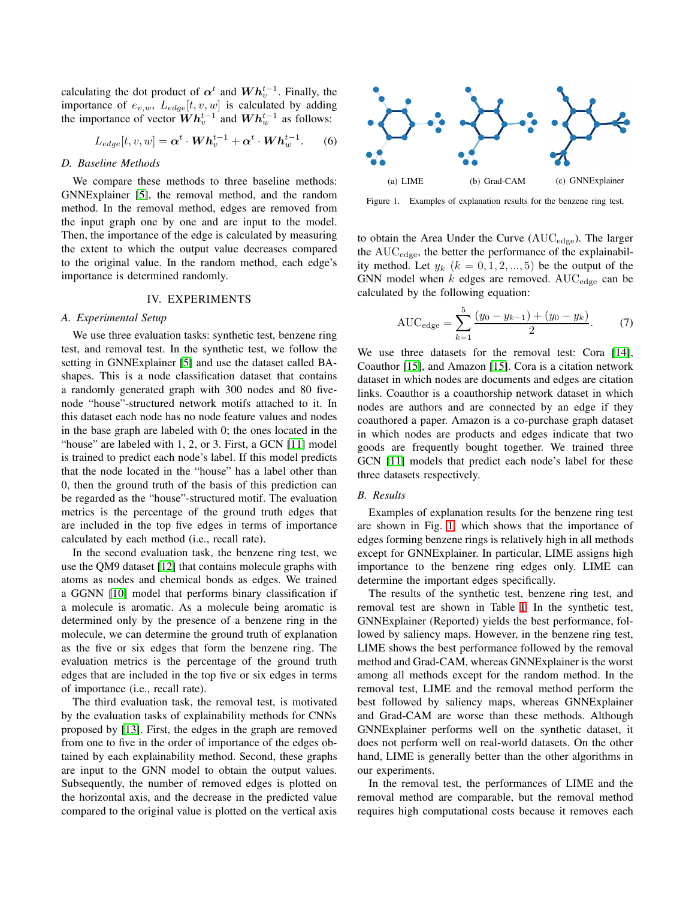calculating the dot product of $\boldsymbol{\alpha}^t$ and $\boldsymbol{W}\boldsymbol{h}_v^{t-1}$. Finally, the importance of $e_{v,w}$, $L_{edge}[t,v,w]$ is calculated by adding the importance of vector $\boldsymbol{W}\boldsymbol{h}_v^{t-1}$ and $\boldsymbol{W}\boldsymbol{h}_w^{t-1}$ as follows:

$$L_{edge}[t,v,w] = \boldsymbol{\alpha}^t \cdot \boldsymbol{W}\boldsymbol{h}_v^{t-1} + \boldsymbol{\alpha}^t \cdot \boldsymbol{W}\boldsymbol{h}_w^{t-1}. \tag{6}$$

### *D. Baseline Methods*

We compare these methods to three baseline methods: GNNExplainer [5], the removal method, and the random method. In the removal method, edges are removed from the input graph one by one and are input to the model. Then, the importance of the edge is calculated by measuring the extent to which the output value decreases compared to the original value. In the random method, each edge's importance is determined randomly.

## IV. EXPERIMENTS

### *A. Experimental Setup*

We use three evaluation tasks: synthetic test, benzene ring test, and removal test. In the synthetic test, we follow the setting in GNNExplainer [5] and use the dataset called BA-shapes. This is a node classification dataset that contains a randomly generated graph with 300 nodes and 80 five-node "house"-structured network motifs attached to it. In this dataset each node has no node feature values and nodes in the base graph are labeled with 0; the ones located in the "house" are labeled with 1, 2, or 3. First, a GCN [11] model is trained to predict each node's label. If this model predicts that the node located in the "house" has a label other than 0, then the ground truth of the basis of this prediction can be regarded as the "house"-structured motif. The evaluation metrics is the percentage of the ground truth edges that are included in the top five edges in terms of importance calculated by each method (i.e., recall rate).

In the second evaluation task, the benzene ring test, we use the QM9 dataset [12] that contains molecule graphs with atoms as nodes and chemical bonds as edges. We trained a GGNN [10] model that performs binary classification if a molecule is aromatic. As a molecule being aromatic is determined only by the presence of a benzene ring in the molecule, we can determine the ground truth of explanation as the five or six edges that form the benzene ring. The evaluation metrics is the percentage of the ground truth edges that are included in the top five or six edges in terms of importance (i.e., recall rate).

The third evaluation task, the removal test, is motivated by the evaluation tasks of explainability methods for CNNs proposed by [13]. First, the edges in the graph are removed from one to five in the order of importance of the edges obtained by each explainability method. Second, these graphs are input to the GNN model to obtain the output values. Subsequently, the number of removed edges is plotted on the horizontal axis, and the decrease in the predicted value compared to the original value is plotted on the vertical axis to obtain the Area Under the Curve ($\mathrm{AUC_{edge}}$). The larger the $\mathrm{AUC_{edge}}$, the better the performance of the explainability method. Let $y_k$ $(k = 0, 1, 2, ..., 5)$ be the output of the GNN model when $k$ edges are removed. $\mathrm{AUC_{edge}}$ can be calculated by the following equation:

$$\mathrm{AUC_{edge}} = \sum_{k=1}^{5} \frac{(y_0 - y_{k-1}) + (y_0 - y_k)}{2}. \tag{7}$$

We use three datasets for the removal test: Cora [14], Coauthor [15], and Amazon [15]. Cora is a citation network dataset in which nodes are documents and edges are citation links. Coauthor is a coauthorship network dataset in which nodes are authors and are connected by an edge if they coauthored a paper. Amazon is a co-purchase graph dataset in which nodes are products and edges indicate that two goods are frequently bought together. We trained three GCN [11] models that predict each node's label for these three datasets respectively.

(a) LIME (b) Grad-CAM (c) GNNExplainer

Figure 1. Examples of explanation results for the benzene ring test.

### *B. Results*

Examples of explanation results for the benzene ring test are shown in Fig. 1, which shows that the importance of edges forming benzene rings is relatively high in all methods except for GNNExplainer. In particular, LIME assigns high importance to the benzene ring edges only. LIME can determine the important edges specifically.

The results of the synthetic test, benzene ring test, and removal test are shown in Table I. In the synthetic test, GNNExplainer (Reported) yields the best performance, followed by saliency maps. However, in the benzene ring test, LIME shows the best performance followed by the removal method and Grad-CAM, whereas GNNExplainer is the worst among all methods except for the random method. In the removal test, LIME and the removal method perform the best followed by saliency maps, whereas GNNExplainer and Grad-CAM are worse than these methods. Although GNNExplainer performs well on the synthetic dataset, it does not perform well on real-world datasets. On the other hand, LIME is generally better than the other algorithms in our experiments.

In the removal test, the performances of LIME and the removal method are comparable, but the removal method requires high computational costs because it removes each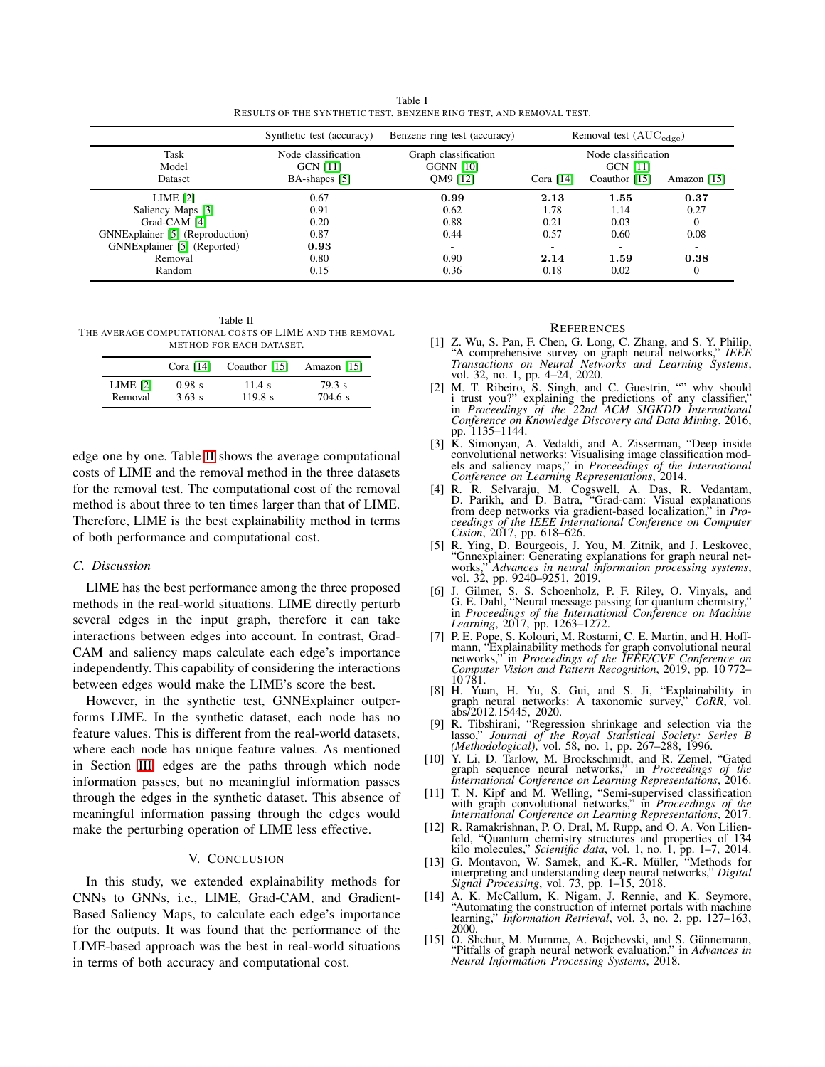Table I
RESULTS OF THE SYNTHETIC TEST, BENZENE RING TEST, AND REMOVAL TEST.

| | Synthetic test (accuracy) | Benzene ring test (accuracy) | Removal test ($\mathrm{AUC_{edge}}$) | | |
|---|---|---|---|---|---|
| Task | Node classification | Graph classification | Node classification | | |
| Model | GCN [11] | GGNN [10] | GCN [11] | | |
| Dataset | BA-shapes [5] | QM9 [12] | Cora [14] | Coauthor [15] | Amazon [15] |
| LIME [2] | 0.67 | **0.99** | **2.13** | **1.55** | **0.37** |
| Saliency Maps [3] | 0.91 | 0.62 | 1.78 | 1.14 | 0.27 |
| Grad-CAM [4] | 0.20 | 0.88 | 0.21 | 0.03 | 0 |
| GNNExplainer [5] (Reproduction) | 0.87 | 0.44 | 0.57 | 0.60 | 0.08 |
| GNNExplainer [5] (Reported) | **0.93** | - | - | - | - |
| Removal | 0.80 | 0.90 | **2.14** | **1.59** | **0.38** |
| Random | 0.15 | 0.36 | 0.18 | 0.02 | 0 |

Table II
THE AVERAGE COMPUTATIONAL COSTS OF LIME AND THE REMOVAL METHOD FOR EACH DATASET.

| | Cora [14] | Coauthor [15] | Amazon [15] |
|---|---|---|---|
| LIME [2] | 0.98 s | 11.4 s | 79.3 s |
| Removal | 3.63 s | 119.8 s | 704.6 s |

edge one by one. Table II shows the average computational costs of LIME and the removal method in the three datasets for the removal test. The computational cost of the removal method is about three to ten times larger than that of LIME. Therefore, LIME is the best explainability method in terms of both performance and computational cost.

### C. Discussion

LIME has the best performance among the three proposed methods in the real-world situations. LIME directly perturb several edges in the input graph, therefore it can take interactions between edges into account. In contrast, Grad-CAM and saliency maps calculate each edge's importance independently. This capability of considering the interactions between edges would make the LIME's score the best.

However, in the synthetic test, GNNExplainer outperforms LIME. In the synthetic dataset, each node has no feature values. This is different from the real-world datasets, where each node has unique feature values. As mentioned in Section III, edges are the paths through which node information passes, but no meaningful information passes through the edges in the synthetic dataset. This absence of meaningful information passing through the edges would make the perturbing operation of LIME less effective.

## V. Conclusion

In this study, we extended explainability methods for CNNs to GNNs, i.e., LIME, Grad-CAM, and Gradient-Based Saliency Maps, to calculate each edge's importance for the outputs. It was found that the performance of the LIME-based approach was the best in real-world situations in terms of both accuracy and computational cost.

## References

[1] Z. Wu, S. Pan, F. Chen, G. Long, C. Zhang, and S. Y. Philip, "A comprehensive survey on graph neural networks," *IEEE Transactions on Neural Networks and Learning Systems*, vol. 32, no. 1, pp. 4–24, 2020.

[2] M. T. Ribeiro, S. Singh, and C. Guestrin, "" why should i trust you?" explaining the predictions of any classifier," in *Proceedings of the 22nd ACM SIGKDD International Conference on Knowledge Discovery and Data Mining*, 2016, pp. 1135–1144.

[3] K. Simonyan, A. Vedaldi, and A. Zisserman, "Deep inside convolutional networks: Visualising image classification models and saliency maps," in *Proceedings of the International Conference on Learning Representations*, 2014.

[4] R. R. Selvaraju, M. Cogswell, A. Das, R. Vedantam, D. Parikh, and D. Batra, "Grad-cam: Visual explanations from deep networks via gradient-based localization," in *Proceedings of the IEEE International Conference on Computer Cision*, 2017, pp. 618–626.

[5] R. Ying, D. Bourgeois, J. You, M. Zitnik, and J. Leskovec, "Gnnexplainer: Generating explanations for graph neural networks," *Advances in neural information processing systems*, vol. 32, pp. 9240–9251, 2019.

[6] J. Gilmer, S. S. Schoenholz, P. F. Riley, O. Vinyals, and G. E. Dahl, "Neural message passing for quantum chemistry," in *Proceedings of the International Conference on Machine Learning*, 2017, pp. 1263–1272.

[7] P. E. Pope, S. Kolouri, M. Rostami, C. E. Martin, and H. Hoffmann, "Explainability methods for graph convolutional neural networks," in *Proceedings of the IEEE/CVF Conference on Computer Vision and Pattern Recognition*, 2019, pp. 10 772–10 781.

[8] H. Yuan, H. Yu, S. Gui, and S. Ji, "Explainability in graph neural networks: A taxonomic survey," *CoRR*, vol. abs/2012.15445, 2020.

[9] R. Tibshirani, "Regression shrinkage and selection via the lasso," *Journal of the Royal Statistical Society: Series B (Methodological)*, vol. 58, no. 1, pp. 267–288, 1996.

[10] Y. Li, D. Tarlow, M. Brockschmidt, and R. Zemel, "Gated graph sequence neural networks," in *Proceedings of the International Conference on Learning Representations*, 2016.

[11] T. N. Kipf and M. Welling, "Semi-supervised classification with graph convolutional networks," in *Proceedings of the International Conference on Learning Representations*, 2017.

[12] R. Ramakrishnan, P. O. Dral, M. Rupp, and O. A. Von Lilienfeld, "Quantum chemistry structures and properties of 134 kilo molecules," *Scientific data*, vol. 1, no. 1, pp. 1–7, 2014.

[13] G. Montavon, W. Samek, and K.-R. Müller, "Methods for interpreting and understanding deep neural networks," *Digital Signal Processing*, vol. 73, pp. 1–15, 2018.

[14] A. K. McCallum, K. Nigam, J. Rennie, and K. Seymore, "Automating the construction of internet portals with machine learning," *Information Retrieval*, vol. 3, no. 2, pp. 127–163, 2000.

[15] O. Shchur, M. Mumme, A. Bojchevski, and S. Günnemann, "Pitfalls of graph neural network evaluation," in *Advances in Neural Information Processing Systems*, 2018.